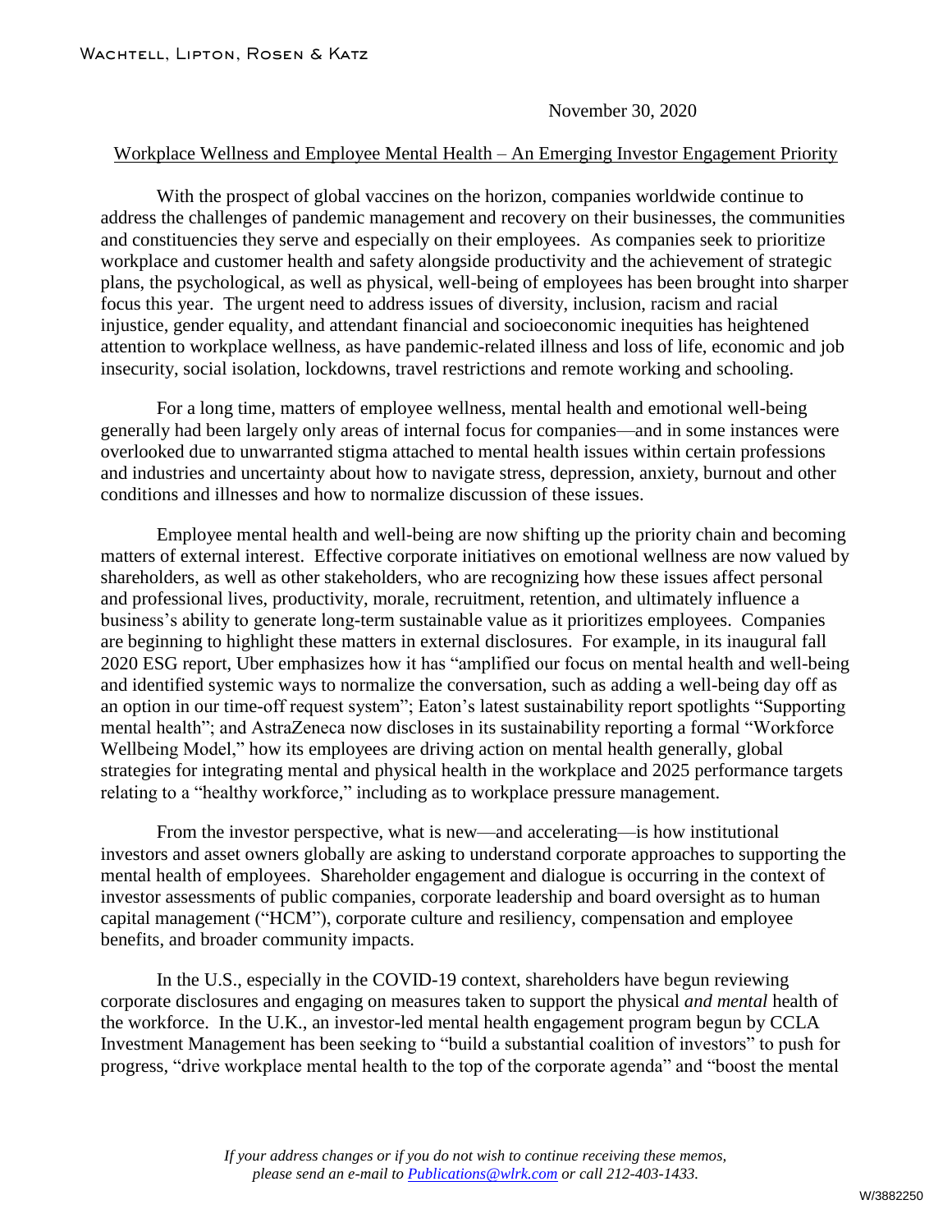Wachtell, Lipton, Rosen & Katz

November 30, 2020

Workplace Wellness and Employee Mental Health – An Emerging Investor Engagement Priority

With the prospect of global vaccines on the horizon, companies worldwide continue to address the challenges of pandemic management and recovery on their businesses, the communities and constituencies they serve and especially on their employees. As companies seek to prioritize workplace and customer health and safety alongside productivity and the achievement of strategic plans, the psychological, as well as physical, well-being of employees has been brought into sharper focus this year. The urgent need to address issues of diversity, inclusion, racism and racial injustice, gender equality, and attendant financial and socioeconomic inequities has heightened attention to workplace wellness, as have pandemic-related illness and loss of life, economic and job insecurity, social isolation, lockdowns, travel restrictions and remote working and schooling.

For a long time, matters of employee wellness, mental health and emotional well-being generally had been largely only areas of internal focus for companies—and in some instances were overlooked due to unwarranted stigma attached to mental health issues within certain professions and industries and uncertainty about how to navigate stress, depression, anxiety, burnout and other conditions and illnesses and how to normalize discussion of these issues.

Employee mental health and well-being are now shifting up the priority chain and becoming matters of external interest. Effective corporate initiatives on emotional wellness are now valued by shareholders, as well as other stakeholders, who are recognizing how these issues affect personal and professional lives, productivity, morale, recruitment, retention, and ultimately influence a business's ability to generate long-term sustainable value as it prioritizes employees. Companies are beginning to highlight these matters in external disclosures. For example, in its inaugural fall 2020 ESG report, Uber emphasizes how it has "amplified our focus on mental health and well-being and identified systemic ways to normalize the conversation, such as adding a well-being day off as an option in our time-off request system"; Eaton's latest sustainability report spotlights "Supporting mental health"; and AstraZeneca now discloses in its sustainability reporting a formal "Workforce Wellbeing Model," how its employees are driving action on mental health generally, global strategies for integrating mental and physical health in the workplace and 2025 performance targets relating to a "healthy workforce," including as to workplace pressure management.

From the investor perspective, what is new—and accelerating—is how institutional investors and asset owners globally are asking to understand corporate approaches to supporting the mental health of employees. Shareholder engagement and dialogue is occurring in the context of investor assessments of public companies, corporate leadership and board oversight as to human capital management ("HCM"), corporate culture and resiliency, compensation and employee benefits, and broader community impacts.

In the U.S., especially in the COVID-19 context, shareholders have begun reviewing corporate disclosures and engaging on measures taken to support the physical *and mental* health of the workforce. In the U.K., an investor-led mental health engagement program begun by CCLA Investment Management has been seeking to "build a substantial coalition of investors" to push for progress, "drive workplace mental health to the top of the corporate agenda" and "boost the mental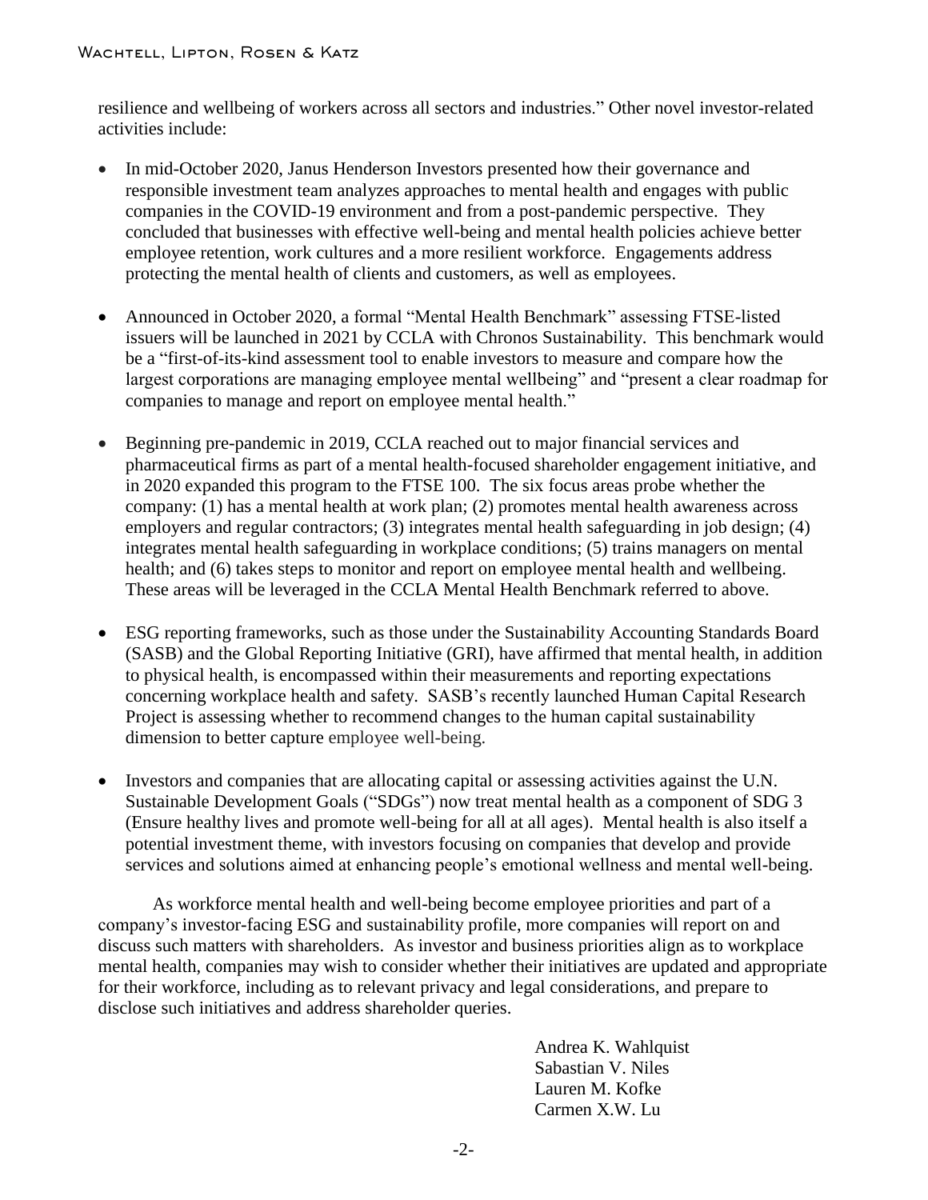resilience and wellbeing of workers across all sectors and industries." Other novel investor-related activities include:

- In mid-October 2020, Janus Henderson Investors presented how their governance and responsible investment team analyzes approaches to mental health and engages with public companies in the COVID-19 environment and from a post-pandemic perspective. They concluded that businesses with effective well-being and mental health policies achieve better employee retention, work cultures and a more resilient workforce. Engagements address protecting the mental health of clients and customers, as well as employees.

- Announced in October 2020, a formal "Mental Health Benchmark" assessing FTSE-listed issuers will be launched in 2021 by CCLA with Chronos Sustainability. This benchmark would be a "first-of-its-kind assessment tool to enable investors to measure and compare how the largest corporations are managing employee mental wellbeing" and "present a clear roadmap for companies to manage and report on employee mental health."

- Beginning pre-pandemic in 2019, CCLA reached out to major financial services and pharmaceutical firms as part of a mental health-focused shareholder engagement initiative, and in 2020 expanded this program to the FTSE 100. The six focus areas probe whether the company: (1) has a mental health at work plan; (2) promotes mental health awareness across employers and regular contractors; (3) integrates mental health safeguarding in job design; (4) integrates mental health safeguarding in workplace conditions; (5) trains managers on mental health; and (6) takes steps to monitor and report on employee mental health and wellbeing. These areas will be leveraged in the CCLA Mental Health Benchmark referred to above.

- ESG reporting frameworks, such as those under the Sustainability Accounting Standards Board (SASB) and the Global Reporting Initiative (GRI), have affirmed that mental health, in addition to physical health, is encompassed within their measurements and reporting expectations concerning workplace health and safety. SASB's recently launched Human Capital Research Project is assessing whether to recommend changes to the human capital sustainability dimension to better capture employee well-being.

- Investors and companies that are allocating capital or assessing activities against the U.N. Sustainable Development Goals ("SDGs") now treat mental health as a component of SDG 3 (Ensure healthy lives and promote well-being for all at all ages). Mental health is also itself a potential investment theme, with investors focusing on companies that develop and provide services and solutions aimed at enhancing people's emotional wellness and mental well-being.

As workforce mental health and well-being become employee priorities and part of a company's investor-facing ESG and sustainability profile, more companies will report on and discuss such matters with shareholders. As investor and business priorities align as to workplace mental health, companies may wish to consider whether their initiatives are updated and appropriate for their workforce, including as to relevant privacy and legal considerations, and prepare to disclose such initiatives and address shareholder queries.

Andrea K. Wahlquist
Sabastian V. Niles
Lauren M. Kofke
Carmen X.W. Lu